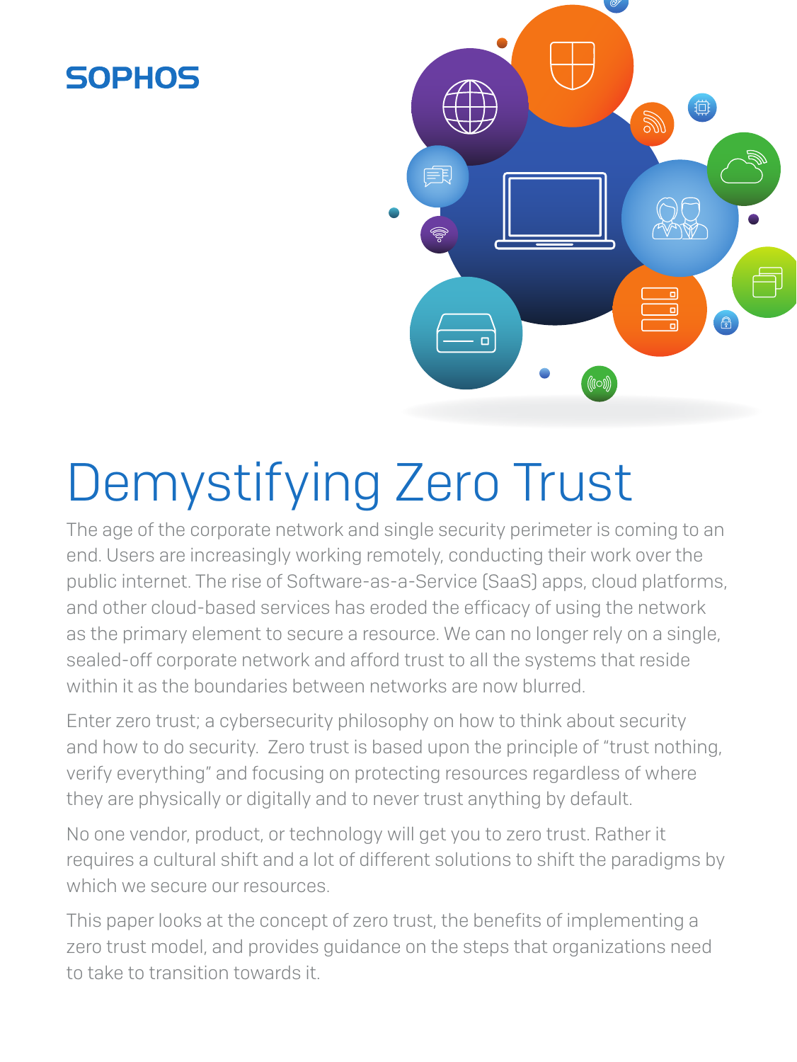SOPHOS

# Demystifying Zero Trust

The age of the corporate network and single security perimeter is coming to an end. Users are increasingly working remotely, conducting their work over the public internet. The rise of Software-as-a-Service (SaaS) apps, cloud platforms, and other cloud-based services has eroded the efficacy of using the network as the primary element to secure a resource. We can no longer rely on a single, sealed-off corporate network and afford trust to all the systems that reside within it as the boundaries between networks are now blurred.

Enter zero trust; a cybersecurity philosophy on how to think about security and how to do security. Zero trust is based upon the principle of "trust nothing, verify everything" and focusing on protecting resources regardless of where they are physically or digitally and to never trust anything by default.

No one vendor, product, or technology will get you to zero trust. Rather it requires a cultural shift and a lot of different solutions to shift the paradigms by which we secure our resources.

This paper looks at the concept of zero trust, the benefits of implementing a zero trust model, and provides guidance on the steps that organizations need to take to transition towards it.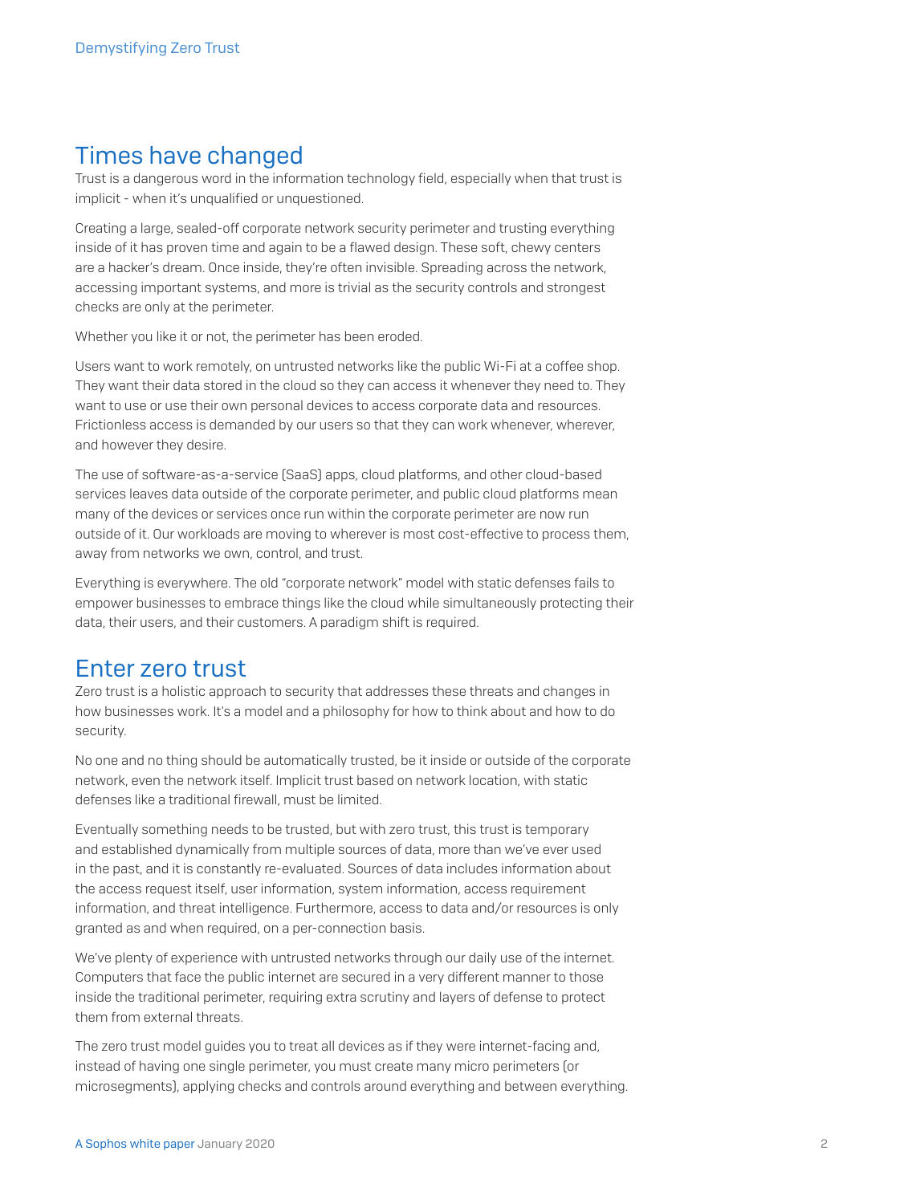## Times have changed

Trust is a dangerous word in the information technology field, especially when that trust is implicit - when it's unqualified or unquestioned.

Creating a large, sealed-off corporate network security perimeter and trusting everything inside of it has proven time and again to be a flawed design. These soft, chewy centers are a hacker's dream. Once inside, they're often invisible. Spreading across the network, accessing important systems, and more is trivial as the security controls and strongest checks are only at the perimeter.

Whether you like it or not, the perimeter has been eroded.

Users want to work remotely, on untrusted networks like the public Wi-Fi at a coffee shop. They want their data stored in the cloud so they can access it whenever they need to. They want to use or use their own personal devices to access corporate data and resources. Frictionless access is demanded by our users so that they can work whenever, wherever, and however they desire.

The use of software-as-a-service (SaaS) apps, cloud platforms, and other cloud-based services leaves data outside of the corporate perimeter, and public cloud platforms mean many of the devices or services once run within the corporate perimeter are now run outside of it. Our workloads are moving to wherever is most cost-effective to process them, away from networks we own, control, and trust.

Everything is everywhere. The old "corporate network" model with static defenses fails to empower businesses to embrace things like the cloud while simultaneously protecting their data, their users, and their customers. A paradigm shift is required.

## Enter zero trust

Zero trust is a holistic approach to security that addresses these threats and changes in how businesses work. It's a model and a philosophy for how to think about and how to do security.

No one and no thing should be automatically trusted, be it inside or outside of the corporate network, even the network itself. Implicit trust based on network location, with static defenses like a traditional firewall, must be limited.

Eventually something needs to be trusted, but with zero trust, this trust is temporary and established dynamically from multiple sources of data, more than we've ever used in the past, and it is constantly re-evaluated. Sources of data includes information about the access request itself, user information, system information, access requirement information, and threat intelligence. Furthermore, access to data and/or resources is only granted as and when required, on a per-connection basis.

We've plenty of experience with untrusted networks through our daily use of the internet. Computers that face the public internet are secured in a very different manner to those inside the traditional perimeter, requiring extra scrutiny and layers of defense to protect them from external threats.

The zero trust model guides you to treat all devices as if they were internet-facing and, instead of having one single perimeter, you must create many micro perimeters (or microsegments), applying checks and controls around everything and between everything.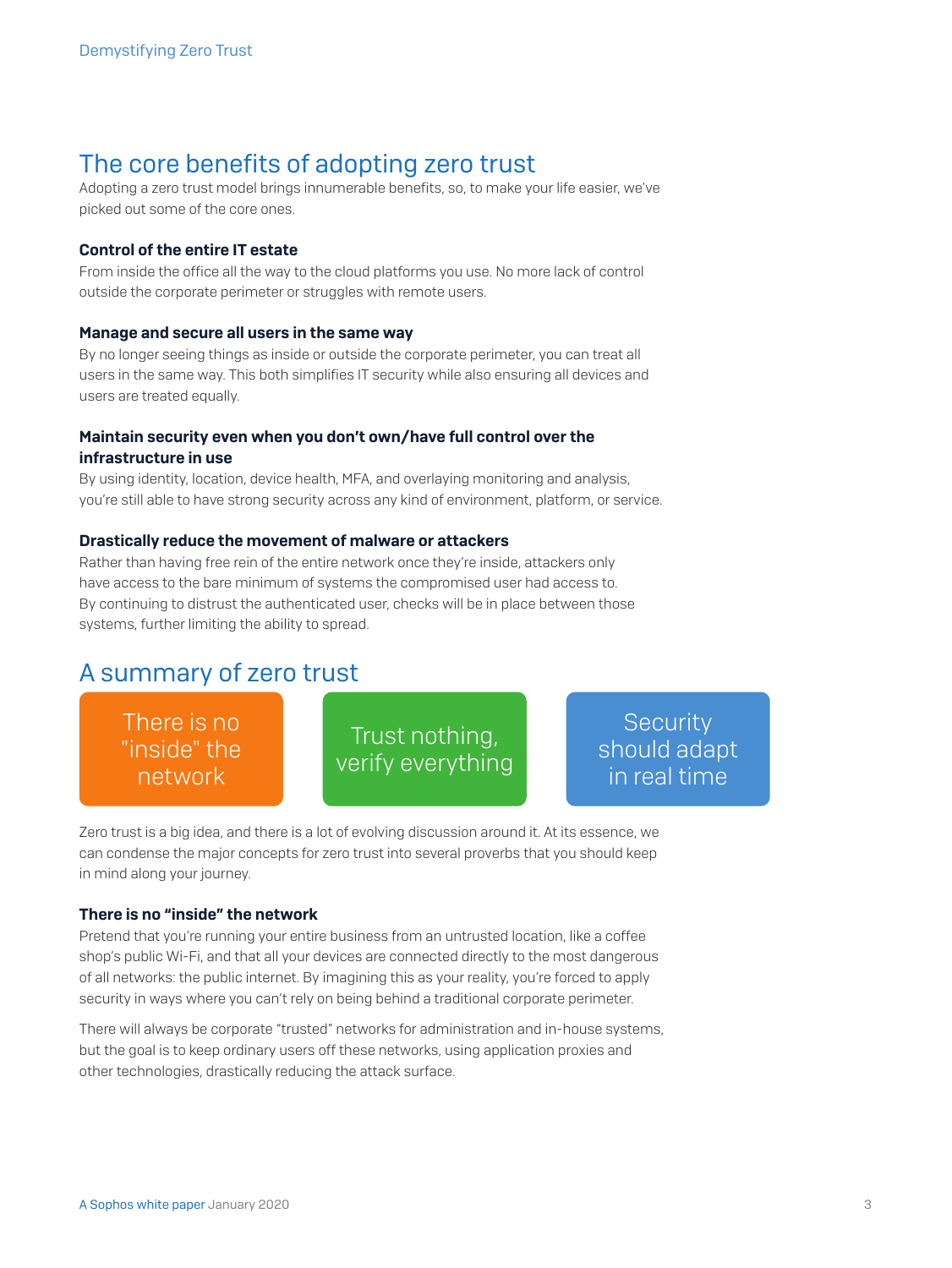## The core benefits of adopting zero trust

Adopting a zero trust model brings innumerable benefits, so, to make your life easier, we've picked out some of the core ones.

**Control of the entire IT estate**

From inside the office all the way to the cloud platforms you use. No more lack of control outside the corporate perimeter or struggles with remote users.

**Manage and secure all users in the same way**

By no longer seeing things as inside or outside the corporate perimeter, you can treat all users in the same way. This both simplifies IT security while also ensuring all devices and users are treated equally.

**Maintain security even when you don't own/have full control over the infrastructure in use**

By using identity, location, device health, MFA, and overlaying monitoring and analysis, you're still able to have strong security across any kind of environment, platform, or service.

**Drastically reduce the movement of malware or attackers**

Rather than having free rein of the entire network once they're inside, attackers only have access to the bare minimum of systems the compromised user had access to. By continuing to distrust the authenticated user, checks will be in place between those systems, further limiting the ability to spread.

## A summary of zero trust

There is no "inside" the network

Trust nothing, verify everything

Security should adapt in real time

Zero trust is a big idea, and there is a lot of evolving discussion around it. At its essence, we can condense the major concepts for zero trust into several proverbs that you should keep in mind along your journey.

**There is no "inside" the network**

Pretend that you're running your entire business from an untrusted location, like a coffee shop's public Wi-Fi, and that all your devices are connected directly to the most dangerous of all networks: the public internet. By imagining this as your reality, you're forced to apply security in ways where you can't rely on being behind a traditional corporate perimeter.

There will always be corporate "trusted" networks for administration and in-house systems, but the goal is to keep ordinary users off these networks, using application proxies and other technologies, drastically reducing the attack surface.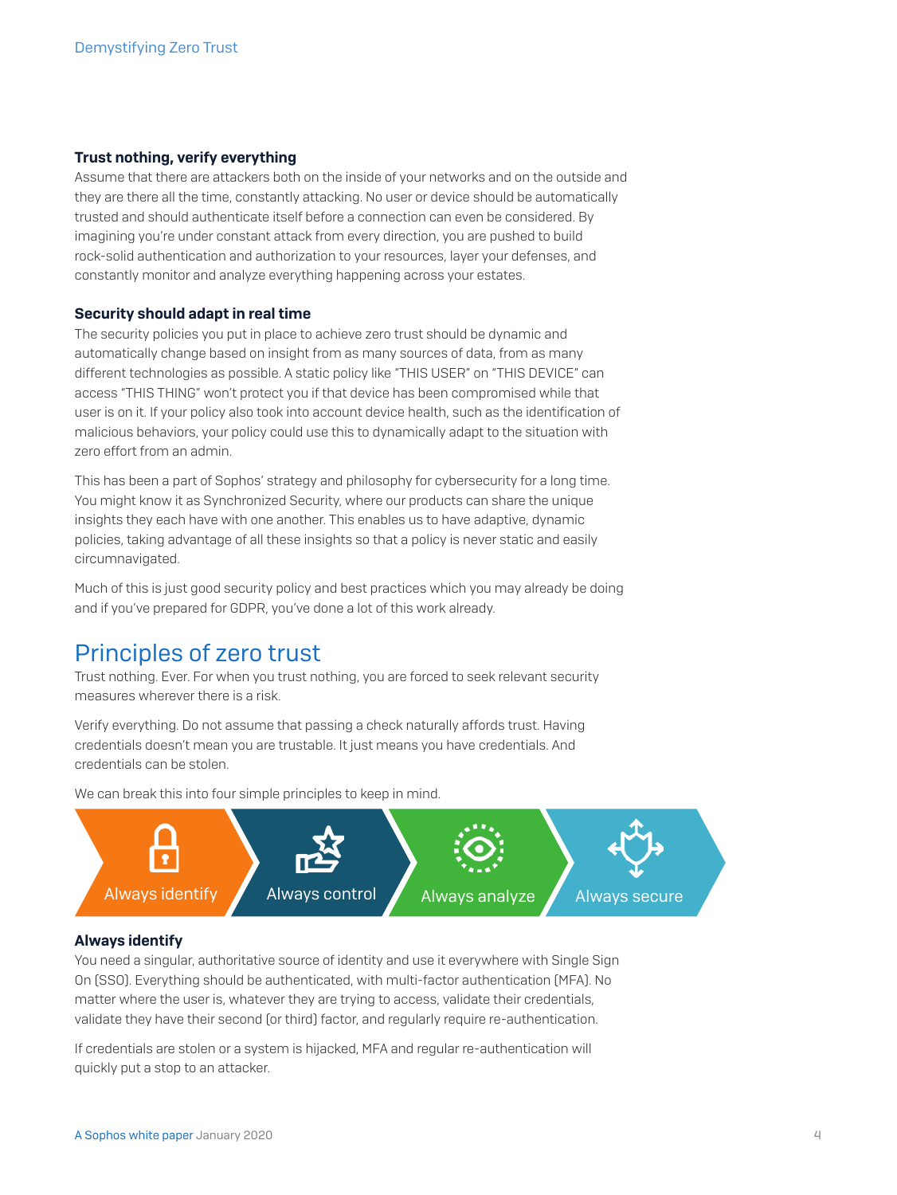### Trust nothing, verify everything

Assume that there are attackers both on the inside of your networks and on the outside and they are there all the time, constantly attacking. No user or device should be automatically trusted and should authenticate itself before a connection can even be considered. By imagining you're under constant attack from every direction, you are pushed to build rock-solid authentication and authorization to your resources, layer your defenses, and constantly monitor and analyze everything happening across your estates.

### Security should adapt in real time

The security policies you put in place to achieve zero trust should be dynamic and automatically change based on insight from as many sources of data, from as many different technologies as possible. A static policy like "THIS USER" on "THIS DEVICE" can access "THIS THING" won't protect you if that device has been compromised while that user is on it. If your policy also took into account device health, such as the identification of malicious behaviors, your policy could use this to dynamically adapt to the situation with zero effort from an admin.

This has been a part of Sophos' strategy and philosophy for cybersecurity for a long time. You might know it as Synchronized Security, where our products can share the unique insights they each have with one another. This enables us to have adaptive, dynamic policies, taking advantage of all these insights so that a policy is never static and easily circumnavigated.

Much of this is just good security policy and best practices which you may already be doing and if you've prepared for GDPR, you've done a lot of this work already.

## Principles of zero trust

Trust nothing. Ever. For when you trust nothing, you are forced to seek relevant security measures wherever there is a risk.

Verify everything. Do not assume that passing a check naturally affords trust. Having credentials doesn't mean you are trustable. It just means you have credentials. And credentials can be stolen.

We can break this into four simple principles to keep in mind.

Always identify → Always control → Always analyze → Always secure

### Always identify

You need a singular, authoritative source of identity and use it everywhere with Single Sign On (SSO). Everything should be authenticated, with multi-factor authentication (MFA). No matter where the user is, whatever they are trying to access, validate their credentials, validate they have their second (or third) factor, and regularly require re-authentication.

If credentials are stolen or a system is hijacked, MFA and regular re-authentication will quickly put a stop to an attacker.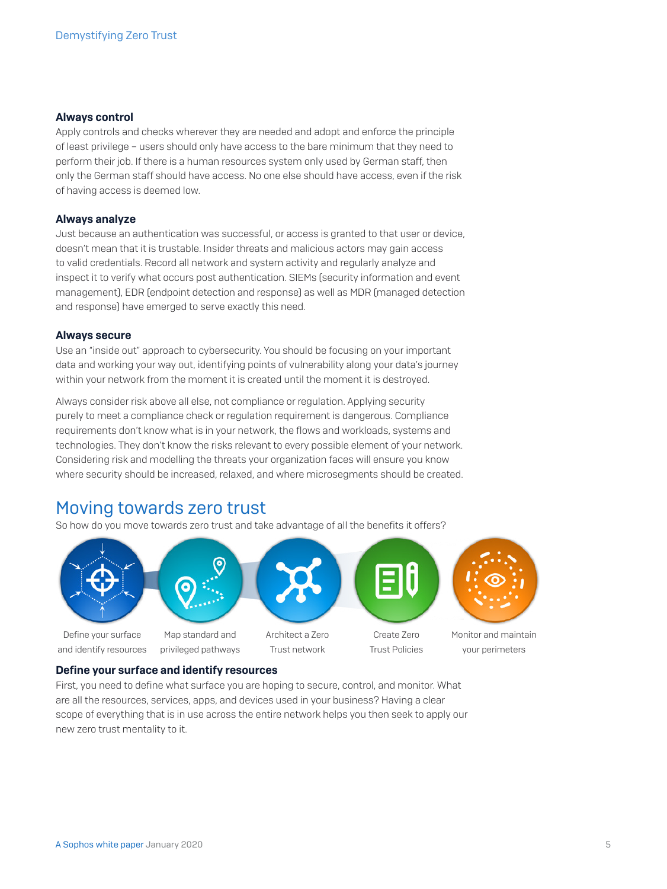### Always control

Apply controls and checks wherever they are needed and adopt and enforce the principle of least privilege – users should only have access to the bare minimum that they need to perform their job. If there is a human resources system only used by German staff, then only the German staff should have access. No one else should have access, even if the risk of having access is deemed low.

### Always analyze

Just because an authentication was successful, or access is granted to that user or device, doesn't mean that it is trustable. Insider threats and malicious actors may gain access to valid credentials. Record all network and system activity and regularly analyze and inspect it to verify what occurs post authentication. SIEMs (security information and event management), EDR (endpoint detection and response) as well as MDR (managed detection and response) have emerged to serve exactly this need.

### Always secure

Use an "inside out" approach to cybersecurity. You should be focusing on your important data and working your way out, identifying points of vulnerability along your data's journey within your network from the moment it is created until the moment it is destroyed.

Always consider risk above all else, not compliance or regulation. Applying security purely to meet a compliance check or regulation requirement is dangerous. Compliance requirements don't know what is in your network, the flows and workloads, systems and technologies. They don't know the risks relevant to every possible element of your network. Considering risk and modelling the threats your organization faces will ensure you know where security should be increased, relaxed, and where microsegments should be created.

## Moving towards zero trust

So how do you move towards zero trust and take advantage of all the benefits it offers?

Define your surface and identify resources

Map standard and privileged pathways

Architect a Zero Trust network

Create Zero Trust Policies

Monitor and maintain your perimeters

### Define your surface and identify resources

First, you need to define what surface you are hoping to secure, control, and monitor. What are all the resources, services, apps, and devices used in your business? Having a clear scope of everything that is in use across the entire network helps you then seek to apply our new zero trust mentality to it.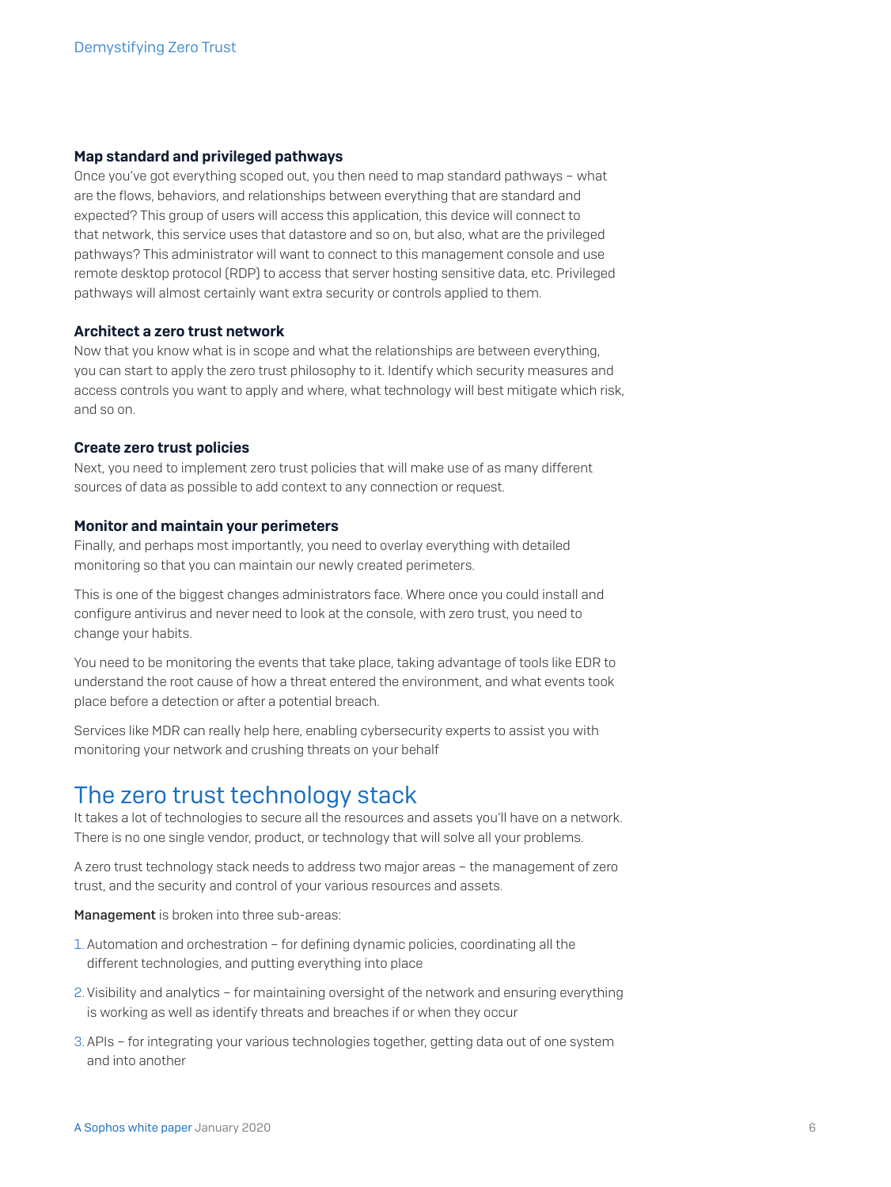### Map standard and privileged pathways

Once you've got everything scoped out, you then need to map standard pathways – what are the flows, behaviors, and relationships between everything that are standard and expected? This group of users will access this application, this device will connect to that network, this service uses that datastore and so on, but also, what are the privileged pathways? This administrator will want to connect to this management console and use remote desktop protocol (RDP) to access that server hosting sensitive data, etc. Privileged pathways will almost certainly want extra security or controls applied to them.

### Architect a zero trust network

Now that you know what is in scope and what the relationships are between everything, you can start to apply the zero trust philosophy to it. Identify which security measures and access controls you want to apply and where, what technology will best mitigate which risk, and so on.

### Create zero trust policies

Next, you need to implement zero trust policies that will make use of as many different sources of data as possible to add context to any connection or request.

### Monitor and maintain your perimeters

Finally, and perhaps most importantly, you need to overlay everything with detailed monitoring so that you can maintain our newly created perimeters.

This is one of the biggest changes administrators face. Where once you could install and configure antivirus and never need to look at the console, with zero trust, you need to change your habits.

You need to be monitoring the events that take place, taking advantage of tools like EDR to understand the root cause of how a threat entered the environment, and what events took place before a detection or after a potential breach.

Services like MDR can really help here, enabling cybersecurity experts to assist you with monitoring your network and crushing threats on your behalf

## The zero trust technology stack

It takes a lot of technologies to secure all the resources and assets you'll have on a network. There is no one single vendor, product, or technology that will solve all your problems.

A zero trust technology stack needs to address two major areas – the management of zero trust, and the security and control of your various resources and assets.

**Management** is broken into three sub-areas:

1. Automation and orchestration – for defining dynamic policies, coordinating all the different technologies, and putting everything into place
2. Visibility and analytics – for maintaining oversight of the network and ensuring everything is working as well as identify threats and breaches if or when they occur
3. APIs – for integrating your various technologies together, getting data out of one system and into another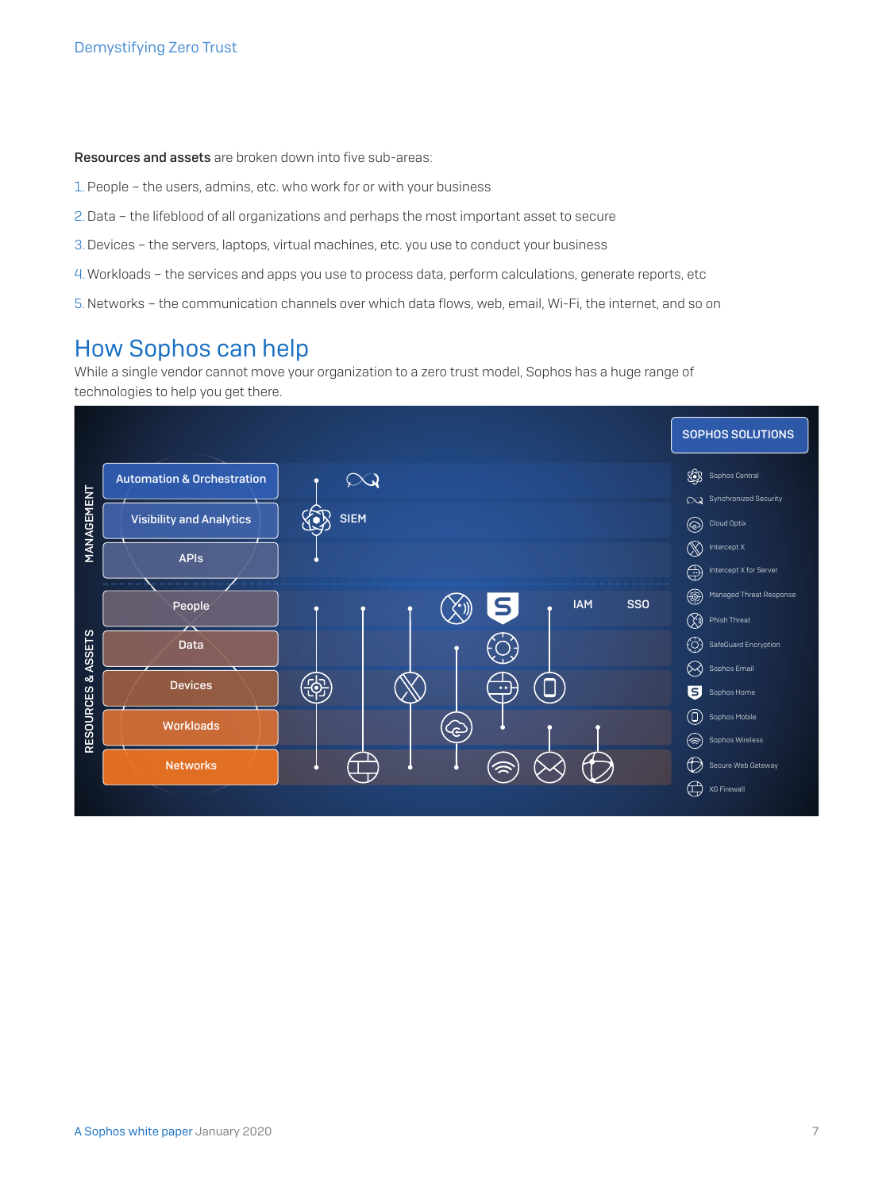**Resources and assets** are broken down into five sub-areas:

1. People – the users, admins, etc. who work for or with your business
2. Data – the lifeblood of all organizations and perhaps the most important asset to secure
3. Devices – the servers, laptops, virtual machines, etc. you use to conduct your business
4. Workloads – the services and apps you use to process data, perform calculations, generate reports, etc
5. Networks – the communication channels over which data flows, web, email, Wi-Fi, the internet, and so on

# How Sophos can help

While a single vendor cannot move your organization to a zero trust model, Sophos has a huge range of technologies to help you get there.

MANAGEMENT

- Automation & Orchestration
- Visibility and Analytics
- APIs

SIEM

RESOURCES & ASSETS

- People
- Data
- Devices
- Workloads
- Networks

IAM

SSO

SOPHOS SOLUTIONS

- Sophos Central
- Synchronized Security
- Cloud Optix
- Intercept X
- Intercept X for Server
- Managed Threat Response
- Phish Threat
- SafeGuard Encryption
- Sophos Email
- Sophos Home
- Sophos Mobile
- Sophos Wireless
- Secure Web Gateway
- XG Firewall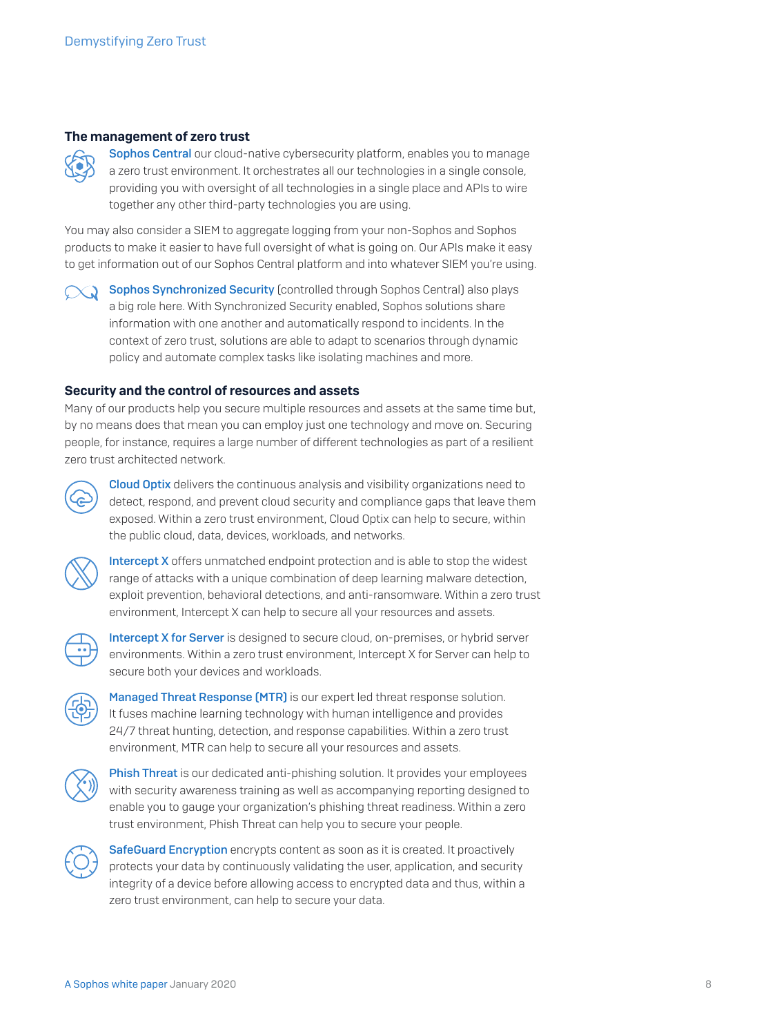### The management of zero trust

Sophos Central our cloud-native cybersecurity platform, enables you to manage a zero trust environment. It orchestrates all our technologies in a single console, providing you with oversight of all technologies in a single place and APIs to wire together any other third-party technologies you are using.

You may also consider a SIEM to aggregate logging from your non-Sophos and Sophos products to make it easier to have full oversight of what is going on. Our APIs make it easy to get information out of our Sophos Central platform and into whatever SIEM you're using.

Sophos Synchronized Security (controlled through Sophos Central) also plays a big role here. With Synchronized Security enabled, Sophos solutions share information with one another and automatically respond to incidents. In the context of zero trust, solutions are able to adapt to scenarios through dynamic policy and automate complex tasks like isolating machines and more.

### Security and the control of resources and assets

Many of our products help you secure multiple resources and assets at the same time but, by no means does that mean you can employ just one technology and move on. Securing people, for instance, requires a large number of different technologies as part of a resilient zero trust architected network.

Cloud Optix delivers the continuous analysis and visibility organizations need to detect, respond, and prevent cloud security and compliance gaps that leave them exposed. Within a zero trust environment, Cloud Optix can help to secure, within the public cloud, data, devices, workloads, and networks.

Intercept X offers unmatched endpoint protection and is able to stop the widest range of attacks with a unique combination of deep learning malware detection, exploit prevention, behavioral detections, and anti-ransomware. Within a zero trust environment, Intercept X can help to secure all your resources and assets.

Intercept X for Server is designed to secure cloud, on-premises, or hybrid server environments. Within a zero trust environment, Intercept X for Server can help to secure both your devices and workloads.

Managed Threat Response (MTR) is our expert led threat response solution. It fuses machine learning technology with human intelligence and provides 24/7 threat hunting, detection, and response capabilities. Within a zero trust environment, MTR can help to secure all your resources and assets.

Phish Threat is our dedicated anti-phishing solution. It provides your employees with security awareness training as well as accompanying reporting designed to enable you to gauge your organization's phishing threat readiness. Within a zero trust environment, Phish Threat can help you to secure your people.

SafeGuard Encryption encrypts content as soon as it is created. It proactively protects your data by continuously validating the user, application, and security integrity of a device before allowing access to encrypted data and thus, within a zero trust environment, can help to secure your data.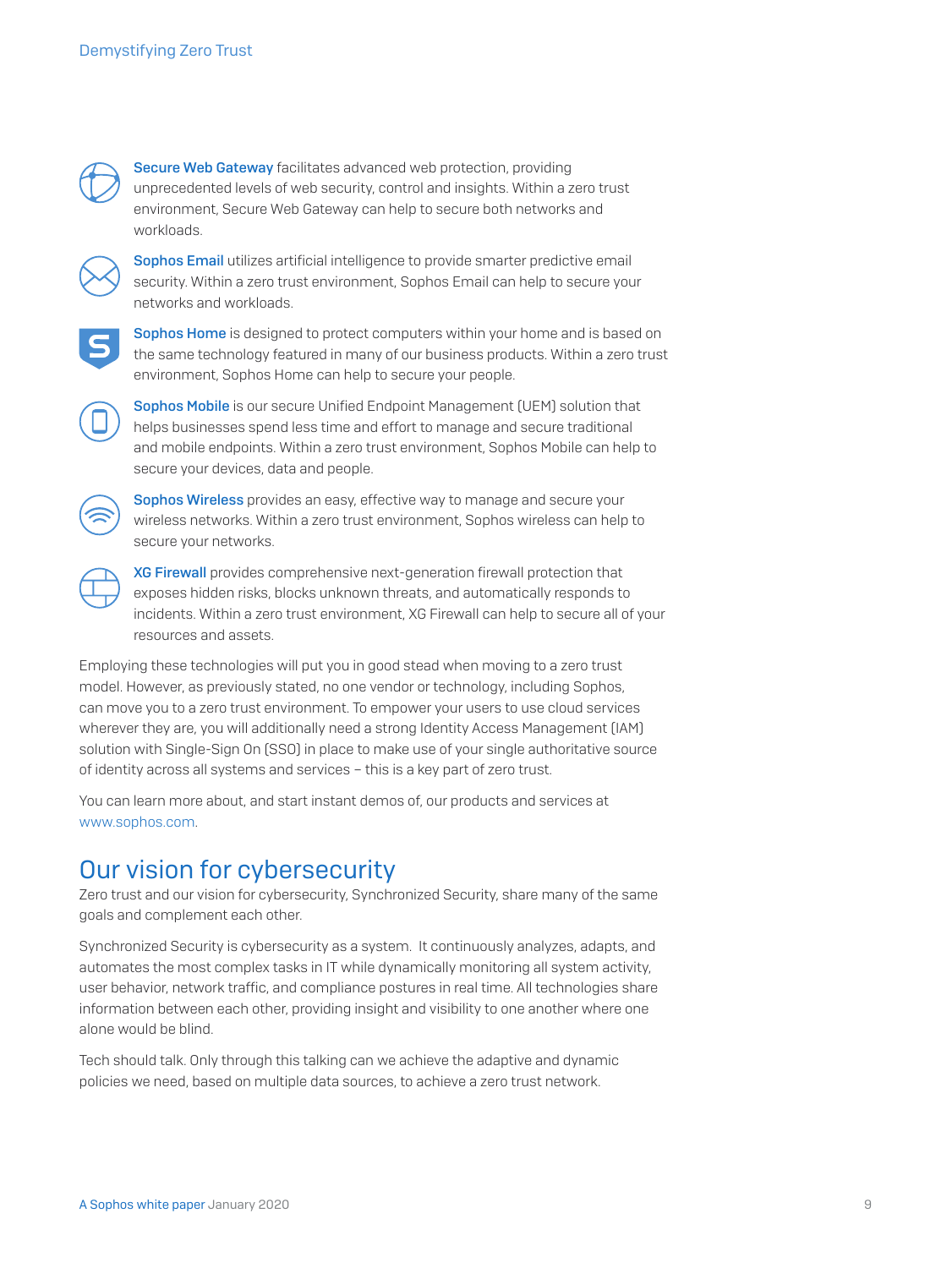**Secure Web Gateway** facilitates advanced web protection, providing unprecedented levels of web security, control and insights. Within a zero trust environment, Secure Web Gateway can help to secure both networks and workloads.

**Sophos Email** utilizes artificial intelligence to provide smarter predictive email security. Within a zero trust environment, Sophos Email can help to secure your networks and workloads.

**Sophos Home** is designed to protect computers within your home and is based on the same technology featured in many of our business products. Within a zero trust environment, Sophos Home can help to secure your people.

**Sophos Mobile** is our secure Unified Endpoint Management (UEM) solution that helps businesses spend less time and effort to manage and secure traditional and mobile endpoints. Within a zero trust environment, Sophos Mobile can help to secure your devices, data and people.

**Sophos Wireless** provides an easy, effective way to manage and secure your wireless networks. Within a zero trust environment, Sophos wireless can help to secure your networks.

**XG Firewall** provides comprehensive next-generation firewall protection that exposes hidden risks, blocks unknown threats, and automatically responds to incidents. Within a zero trust environment, XG Firewall can help to secure all of your resources and assets.

Employing these technologies will put you in good stead when moving to a zero trust model. However, as previously stated, no one vendor or technology, including Sophos, can move you to a zero trust environment. To empower your users to use cloud services wherever they are, you will additionally need a strong Identity Access Management (IAM) solution with Single-Sign On (SSO) in place to make use of your single authoritative source of identity across all systems and services – this is a key part of zero trust.

You can learn more about, and start instant demos of, our products and services at www.sophos.com.

## Our vision for cybersecurity

Zero trust and our vision for cybersecurity, Synchronized Security, share many of the same goals and complement each other.

Synchronized Security is cybersecurity as a system. It continuously analyzes, adapts, and automates the most complex tasks in IT while dynamically monitoring all system activity, user behavior, network traffic, and compliance postures in real time. All technologies share information between each other, providing insight and visibility to one another where one alone would be blind.

Tech should talk. Only through this talking can we achieve the adaptive and dynamic policies we need, based on multiple data sources, to achieve a zero trust network.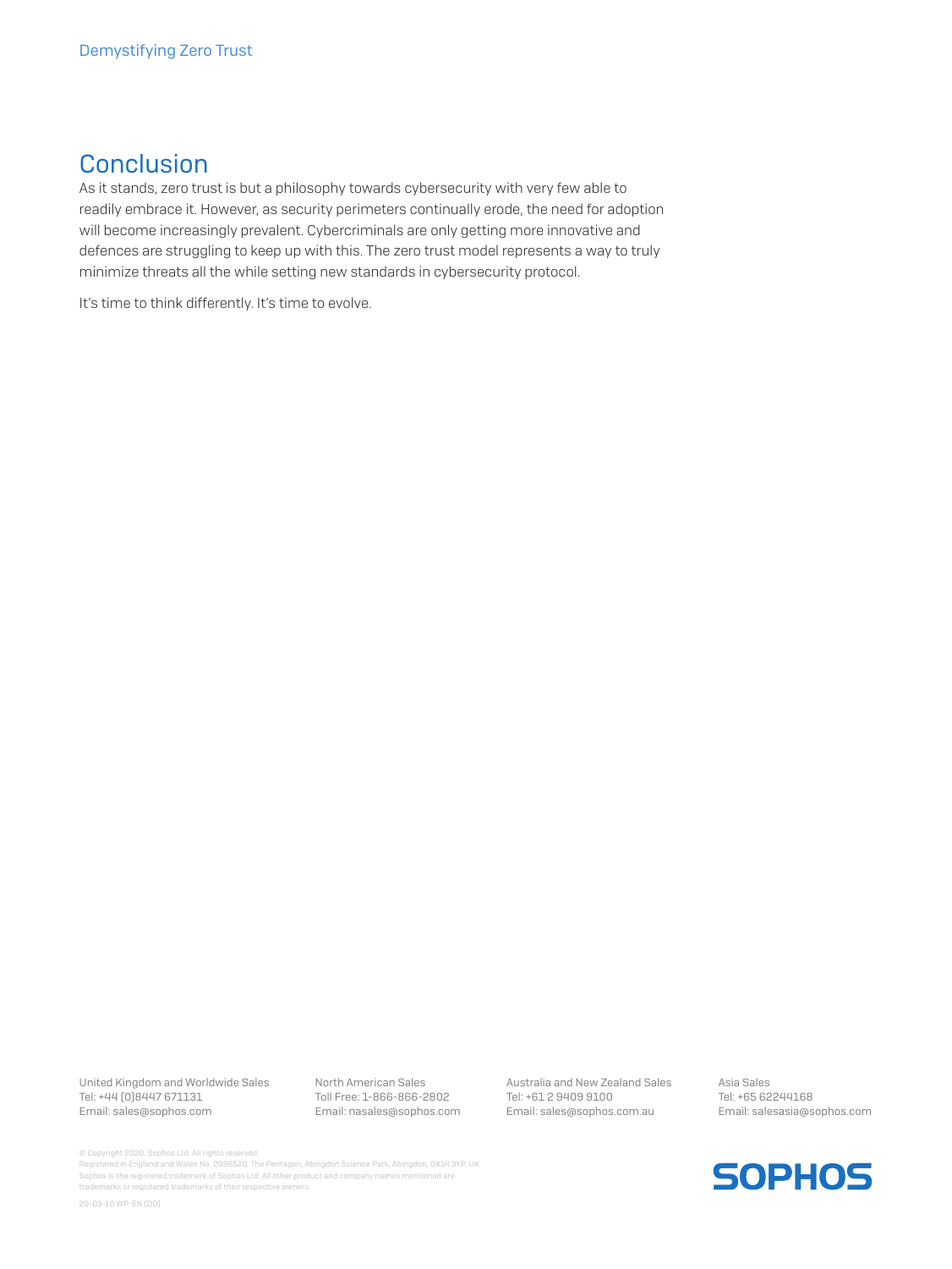## Conclusion

As it stands, zero trust is but a philosophy towards cybersecurity with very few able to readily embrace it. However, as security perimeters continually erode, the need for adoption will become increasingly prevalent. Cybercriminals are only getting more innovative and defences are struggling to keep up with this. The zero trust model represents a way to truly minimize threats all the while setting new standards in cybersecurity protocol.

It's time to think differently. It's time to evolve.

United Kingdom and Worldwide Sales
Tel: +44 (0)8447 671131
Email: sales@sophos.com

North American Sales
Toll Free: 1-866-866-2802
Email: nasales@sophos.com

Australia and New Zealand Sales
Tel: +61 2 9409 9100
Email: sales@sophos.com.au

Asia Sales
Tel: +65 62244168
Email: salesasia@sophos.com

© Copyright 2020. Sophos Ltd. All rights reserved.
Registered in England and Wales No. 2096520, The Pentagon, Abingdon Science Park, Abingdon, OX14 3YP, UK
Sophos is the registered trademark of Sophos Ltd. All other product and company names mentioned are trademarks or registered trademarks of their respective owners.

20-03-10 WP-EN (DD)

SOPHOS